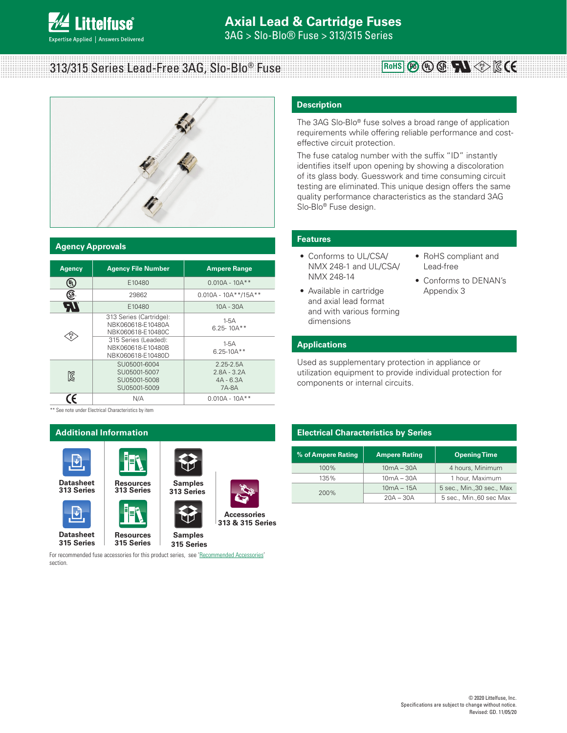# Axial Lead & Cartridge Fuses

3AG > Slo-Blo® Fuse > 313/315 Series

## 313/315 Series Lead-Free 3AG, Slo-Blo® Fuse

## Description

The 3AG Slo-Blo® fuse solves a broad range of application requirements while offering reliable performance and cost-effective circuit protection.

The fuse catalog number with the suffix "ID" instantly identifies itself upon opening by showing a discoloration of its glass body. Guesswork and time consuming circuit testing are eliminated. This unique design offers the same quality performance characteristics as the standard 3AG Slo-Blo® Fuse design.

## Features

- Conforms to UL/CSA/ NMX 248-1 and UL/CSA/ NMX 248-14
- Available in cartridge and axial lead format and with various forming dimensions
- RoHS compliant and Lead-free
- Conforms to DENAN's Appendix 3

## Applications

Used as supplementary protection in appliance or utilization equipment to provide individual protection for components or internal circuits.

## Agency Approvals

| Agency | Agency File Number | Ampere Range |
|---|---|---|
| UL | E10480 | 0.010A - 10A** |
| CSA | 29862 | 0.010A - 10A**/15A** |
| UR | E10480 | 10A - 30A |
| PSE | 313 Series (Cartridge): NBK060618-E10480A NBK060618-E10480C | 1-5A 6.25- 10A** |
| | 315 Series (Leaded): NBK060618-E10480B NBK060618-E10480D | 1-5A 6.25-10A** |
| KC | SU05001-6004 SU05001-5007 SU05001-5008 SU05001-5009 | 2.25-2.5A 2.8A - 3.2A 4A - 6.3A 7A-8A |
| CE | N/A | 0.010A - 10A** |

** See note under Electrical Characteristics by item

## Additional Information

- Datasheet 313 Series
- Resources 313 Series
- Samples 313 Series
- Datasheet 315 Series
- Resources 315 Series
- Samples 315 Series
- Accessories 313 & 315 Series

For recommended fuse accessories for this product series, see 'Recommended Accessories' section.

## Electrical Characteristics by Series

| % of Ampere Rating | Ampere Rating | Opening Time |
|---|---|---|
| 100% | 10mA – 30A | 4 hours, Minimum |
| 135% | 10mA – 30A | 1 hour, Maximum |
| 200% | 10mA – 15A | 5 sec., Min.,30 sec., Max |
| | 20A – 30A | 5 sec., Min.,60 sec Max |

© 2020 Littelfuse, Inc.
Specifications are subject to change without notice.
Revised: GD. 11/05/20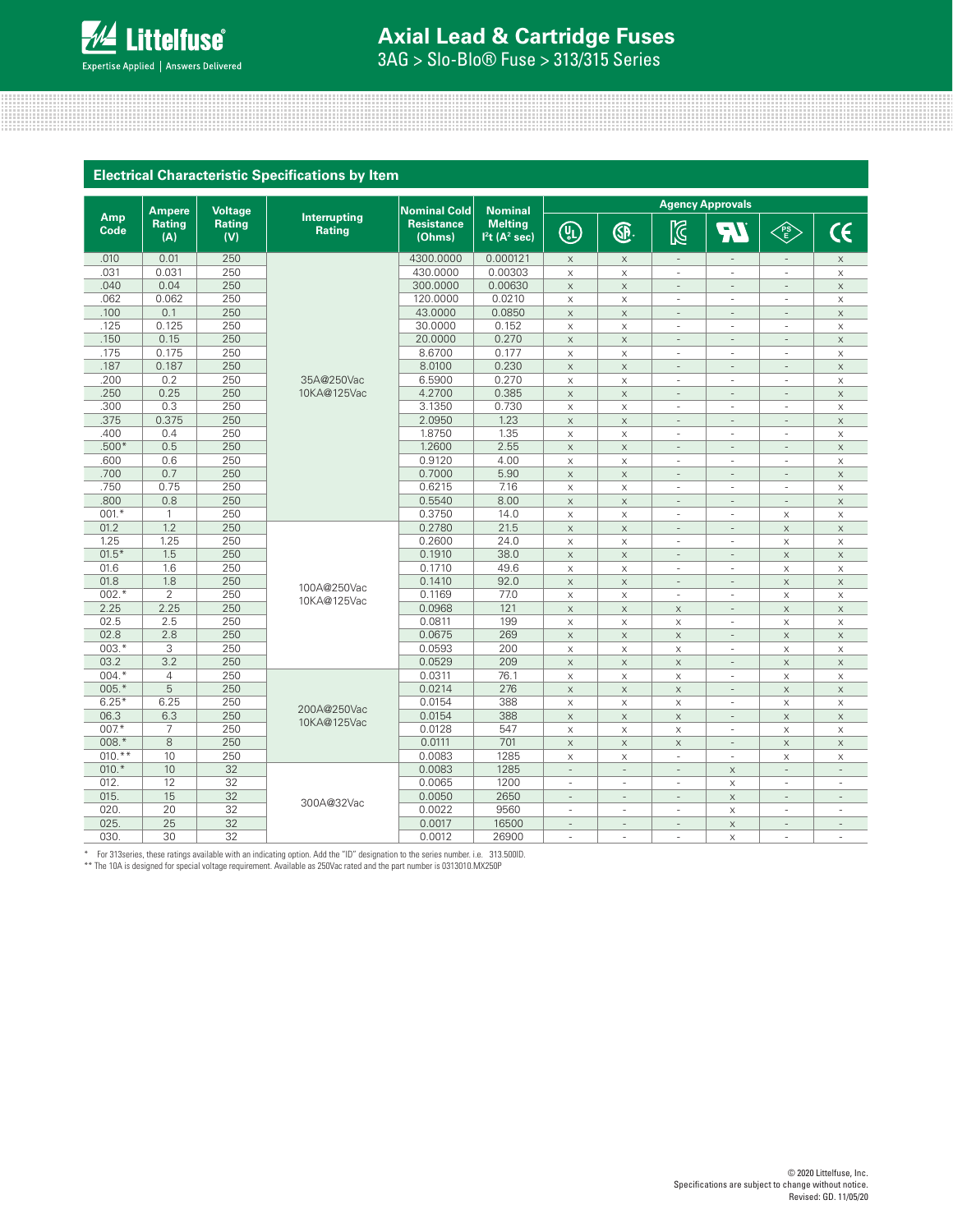## Electrical Characteristic Specifications by Item

| Amp Code | Ampere Rating (A) | Voltage Rating (V) | Interrupting Rating | Nominal Cold Resistance (Ohms) | Nominal Melting $I^2t$ ($A^2$ sec) | Agency Approvals | | | | | |
|---|---|---|---|---|---|---|---|---|---|---|---|
| | | | | | | UL | CSA | KC | RU | PSE | CE |
| .010 | 0.01 | 250 | 35A@250Vac 10KA@125Vac | 4300.0000 | 0.000121 | x | x | - | - | - | x |
| .031 | 0.031 | 250 | | 430.0000 | 0.00303 | x | x | - | - | - | x |
| .040 | 0.04 | 250 | | 300.0000 | 0.00630 | x | x | - | - | - | x |
| .062 | 0.062 | 250 | | 120.0000 | 0.0210 | x | x | - | - | - | x |
| .100 | 0.1 | 250 | | 43.0000 | 0.0850 | x | x | - | - | - | x |
| .125 | 0.125 | 250 | | 30.0000 | 0.152 | x | x | - | - | - | x |
| .150 | 0.15 | 250 | | 20.0000 | 0.270 | x | x | - | - | - | x |
| .175 | 0.175 | 250 | | 8.6700 | 0.177 | x | x | - | - | - | x |
| .187 | 0.187 | 250 | | 8.0100 | 0.230 | x | x | - | - | - | x |
| .200 | 0.2 | 250 | | 6.5900 | 0.270 | x | x | - | - | - | x |
| .250 | 0.25 | 250 | | 4.2700 | 0.385 | x | x | - | - | - | x |
| .300 | 0.3 | 250 | | 3.1350 | 0.730 | x | x | - | - | - | x |
| .375 | 0.375 | 250 | | 2.0950 | 1.23 | x | x | - | - | - | x |
| .400 | 0.4 | 250 | | 1.8750 | 1.35 | x | x | - | - | - | x |
| .500* | 0.5 | 250 | | 1.2600 | 2.55 | x | x | - | - | - | x |
| .600 | 0.6 | 250 | | 0.9120 | 4.00 | x | x | - | - | - | x |
| .700 | 0.7 | 250 | | 0.7000 | 5.90 | x | x | - | - | - | x |
| .750 | 0.75 | 250 | | 0.6215 | 7.16 | x | x | - | - | - | x |
| .800 | 0.8 | 250 | | 0.5540 | 8.00 | x | x | - | - | - | x |
| 001.* | 1 | 250 | | 0.3750 | 14.0 | x | x | - | - | x | x |
| 01.2 | 1.2 | 250 | 100A@250Vac 10KA@125Vac | 0.2780 | 21.5 | x | x | - | - | x | x |
| 1.25 | 1.25 | 250 | | 0.2600 | 24.0 | x | x | - | - | x | x |
| 01.5* | 1.5 | 250 | | 0.1910 | 38.0 | x | x | - | - | x | x |
| 01.6 | 1.6 | 250 | | 0.1710 | 49.6 | x | x | - | - | x | x |
| 01.8 | 1.8 | 250 | | 0.1410 | 92.0 | x | x | - | - | x | x |
| 002.* | 2 | 250 | | 0.1169 | 77.0 | x | x | - | - | x | x |
| 2.25 | 2.25 | 250 | | 0.0968 | 121 | x | x | x | - | x | x |
| 02.5 | 2.5 | 250 | | 0.0811 | 199 | x | x | x | - | x | x |
| 02.8 | 2.8 | 250 | | 0.0675 | 269 | x | x | x | - | x | x |
| 003.* | 3 | 250 | | 0.0593 | 200 | x | x | x | - | x | x |
| 03.2 | 3.2 | 250 | | 0.0529 | 209 | x | x | x | - | x | x |
| 004.* | 4 | 250 | 200A@250Vac 10KA@125Vac | 0.0311 | 76.1 | x | x | x | - | x | x |
| 005.* | 5 | 250 | | 0.0214 | 276 | x | x | x | - | x | x |
| 6.25* | 6.25 | 250 | | 0.0154 | 388 | x | x | x | - | x | x |
| 06.3 | 6.3 | 250 | | 0.0154 | 388 | x | x | x | - | x | x |
| 007.* | 7 | 250 | | 0.0128 | 547 | x | x | x | - | x | x |
| 008.* | 8 | 250 | | 0.0111 | 701 | x | x | x | - | x | x |
| 010.** | 10 | 250 | | 0.0083 | 1285 | x | x | - | - | x | x |
| 010.* | 10 | 32 | 300A@32Vac | 0.0083 | 1285 | - | - | - | x | - | - |
| 012. | 12 | 32 | | 0.0065 | 1200 | - | - | - | x | - | - |
| 015. | 15 | 32 | | 0.0050 | 2650 | - | - | - | x | - | - |
| 020. | 20 | 32 | | 0.0022 | 9560 | - | - | - | x | - | - |
| 025. | 25 | 32 | | 0.0017 | 16500 | - | - | - | x | - | - |
| 030. | 30 | 32 | | 0.0012 | 26900 | - | - | - | x | - | - |

\* For 313series, these ratings available with an indicating option. Add the "ID" designation to the series number. i.e. 313.500ID.

** The 10A is designed for special voltage requirement. Available as 250Vac rated and the part number is 0313010.MX250P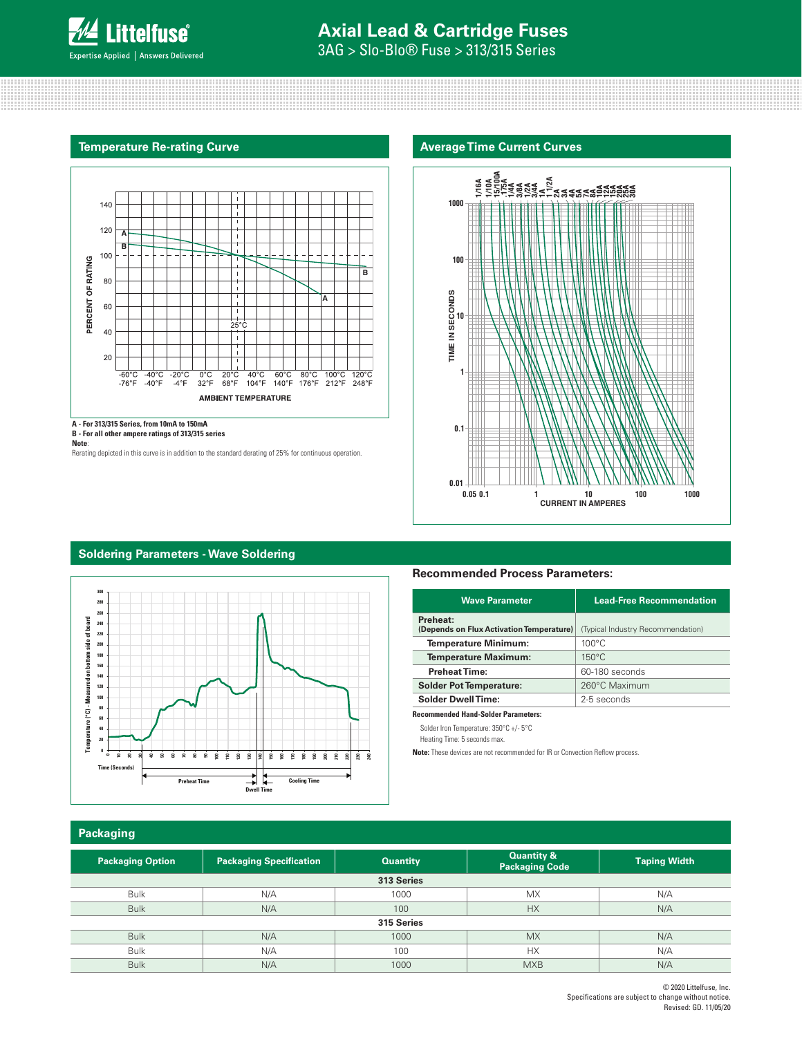## Temperature Re-rating Curve

A - For 313/315 Series, from 10mA to 150mA
B - For all other ampere ratings of 313/315 series
**Note**:
Rerating depicted in this curve is in addition to the standard derating of 25% for continuous operation.

## Average Time Current Curves

## Soldering Parameters - Wave Soldering

### Recommended Process Parameters:

| Wave Parameter | Lead-Free Recommendation |
|---|---|
| **Preheat:** **(Depends on Flux Activation Temperature)** | (Typical Industry Recommendation) |
| **Temperature Minimum:** | 100°C |
| **Temperature Maximum:** | 150°C |
| **Preheat Time:** | 60-180 seconds |
| **Solder Pot Temperature:** | 260°C Maximum |
| **Solder Dwell Time:** | 2-5 seconds |

**Recommended Hand-Solder Parameters:**

Solder Iron Temperature: 350°C +/- 5°C
Heating Time: 5 seconds max.

**Note:** These devices are not recommended for IR or Convection Reflow process.

## Packaging

| Packaging Option | Packaging Specification | Quantity | Quantity & Packaging Code | Taping Width |
|---|---|---|---|---|
| **313 Series** | | | | |
| Bulk | N/A | 1000 | MX | N/A |
| Bulk | N/A | 100 | HX | N/A |
| **315 Series** | | | | |
| Bulk | N/A | 1000 | MX | N/A |
| Bulk | N/A | 100 | HX | N/A |
| Bulk | N/A | 1000 | MXB | N/A |

© 2020 Littelfuse, Inc.
Specifications are subject to change without notice.
Revised: GD. 11/05/20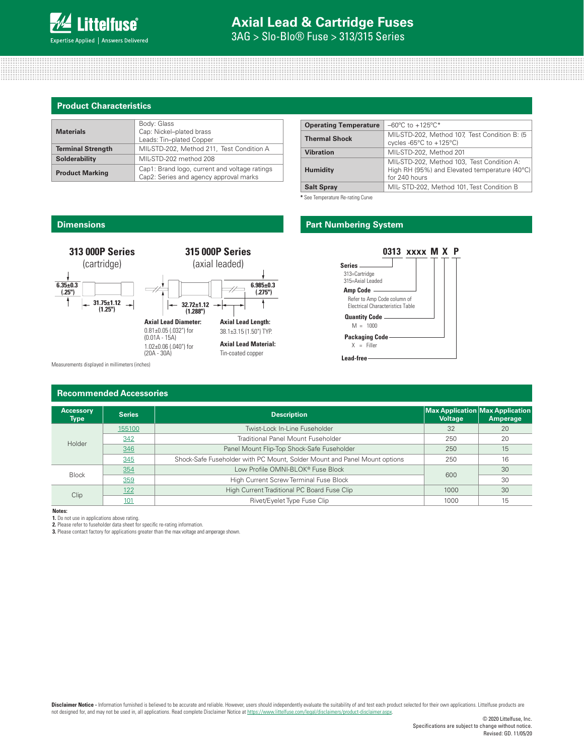# Axial Lead & Cartridge Fuses

3AG > Slo-Blo® Fuse > 313/315 Series

## Product Characteristics

| | |
|---|---|
| **Materials** | Body: Glass<br>Cap: Nickel–plated brass<br>Leads: Tin–plated Copper |
| **Terminal Strength** | MIL-STD-202, Method 211, Test Condition A |
| **Solderability** | MIL-STD-202 method 208 |
| **Product Marking** | Cap1: Brand logo, current and voltage ratings<br>Cap2: Series and agency approval marks |

| | |
|---|---|
| **Operating Temperature** | –60°C to +125°C* |
| **Thermal Shock** | MIL-STD-202, Method 107, Test Condition B: (5 cycles -65°C to +125°C) |
| **Vibration** | MIL-STD-202, Method 201 |
| **Humidity** | MIL-STD-202, Method 103, Test Condition A: High RH (95%) and Elevated temperature (40°C) for 240 hours |
| **Salt Spray** | MIL- STD-202, Method 101, Test Condition B |

* See Temperature Re-rating Curve

## Dimensions

**313 000P Series**
(cartridge)

6.35±0.3
(.25")

31.75±1.12
(1.25")

**315 000P Series**
(axial leaded)

6.985±0.3
(.275")

32.72±1.12
(1.288")

**Axial Lead Diameter:**
0.81±0.05 (.032") for (0.01A - 15A)
1.02±0.06 (.040") for (20A - 30A)

**Axial Lead Length:**
38.1±3.15 (1.50") TYP.

**Axial Lead Material:**
Tin-coated copper

Measurements displayed in millimeters (inches)

## Part Numbering System

**0313 xxxx M X P**

**Series**
313=Cartridge
315=Axial Leaded

**Amp Code**
Refer to Amp Code column of Electrical Characteristics Table

**Quantity Code**
M = 1000

**Packaging Code**
X = Filler

**Lead-free**

## Recommended Accessories

| Accessory Type | Series | Description | Max Application Voltage | Max Application Amperage |
|---|---|---|---|---|
| Holder | 155100 | Twist-Lock In-Line Fuseholder | 32 | 20 |
| | 342 | Traditional Panel Mount Fuseholder | 250 | 20 |
| | 346 | Panel Mount Flip-Top Shock-Safe Fuseholder | 250 | 15 |
| | 345 | Shock-Safe Fuseholder with PC Mount, Solder Mount and Panel Mount options | 250 | 16 |
| Block | 354 | Low Profile OMNI-BLOK® Fuse Block | 600 | 30 |
| | 359 | High Current Screw Terminal Fuse Block | | 30 |
| Clip | 122 | High Current Traditional PC Board Fuse Clip | 1000 | 30 |
| | 101 | Rivet/Eyelet Type Fuse Clip | 1000 | 15 |

**Notes:**
1. Do not use in applications above rating.
2. Please refer to fuseholder data sheet for specific re-rating information.
3. Please contact factory for applications greater than the max voltage and amperage shown.

**Disclaimer Notice -** Information furnished is believed to be accurate and reliable. However, users should independently evaluate the suitability of and test each product selected for their own applications. Littelfuse products are not designed for, and may not be used in, all applications. Read complete Disclaimer Notice at https://www.littelfuse.com/legal/disclaimers/product-disclaimer.aspx.

© 2020 Littelfuse, Inc.
Specifications are subject to change without notice.
Revised: GD. 11/05/20